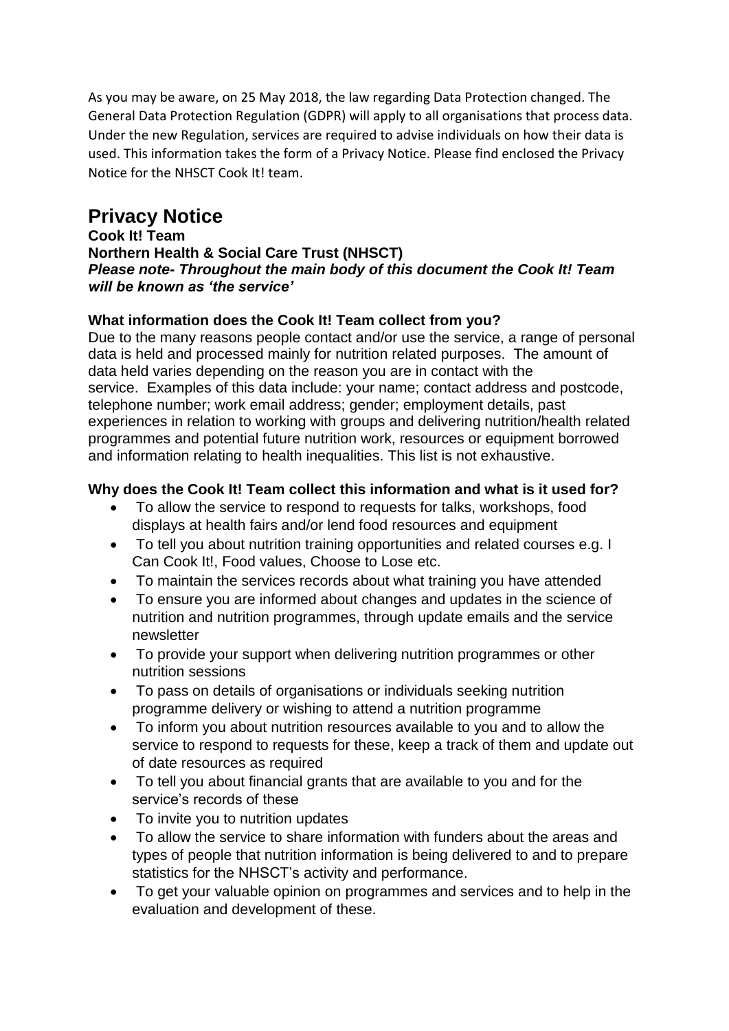As you may be aware, on 25 May 2018, the law regarding Data Protection changed. The General Data Protection Regulation (GDPR) will apply to all organisations that process data. Under the new Regulation, services are required to advise individuals on how their data is used. This information takes the form of a Privacy Notice. Please find enclosed the Privacy Notice for the NHSCT Cook It! team.

# Privacy Notice

**Cook It! Team**
**Northern Health & Social Care Trust (NHSCT)**
***Please note- Throughout the main body of this document the Cook It! Team will be known as 'the service'***

### What information does the Cook It! Team collect from you?

Due to the many reasons people contact and/or use the service, a range of personal data is held and processed mainly for nutrition related purposes. The amount of data held varies depending on the reason you are in contact with the service. Examples of this data include: your name; contact address and postcode, telephone number; work email address; gender; employment details, past experiences in relation to working with groups and delivering nutrition/health related programmes and potential future nutrition work, resources or equipment borrowed and information relating to health inequalities. This list is not exhaustive.

### Why does the Cook It! Team collect this information and what is it used for?

- To allow the service to respond to requests for talks, workshops, food displays at health fairs and/or lend food resources and equipment
- To tell you about nutrition training opportunities and related courses e.g. I Can Cook It!, Food values, Choose to Lose etc.
- To maintain the services records about what training you have attended
- To ensure you are informed about changes and updates in the science of nutrition and nutrition programmes, through update emails and the service newsletter
- To provide your support when delivering nutrition programmes or other nutrition sessions
- To pass on details of organisations or individuals seeking nutrition programme delivery or wishing to attend a nutrition programme
- To inform you about nutrition resources available to you and to allow the service to respond to requests for these, keep a track of them and update out of date resources as required
- To tell you about financial grants that are available to you and for the service's records of these
- To invite you to nutrition updates
- To allow the service to share information with funders about the areas and types of people that nutrition information is being delivered to and to prepare statistics for the NHSCT's activity and performance.
- To get your valuable opinion on programmes and services and to help in the evaluation and development of these.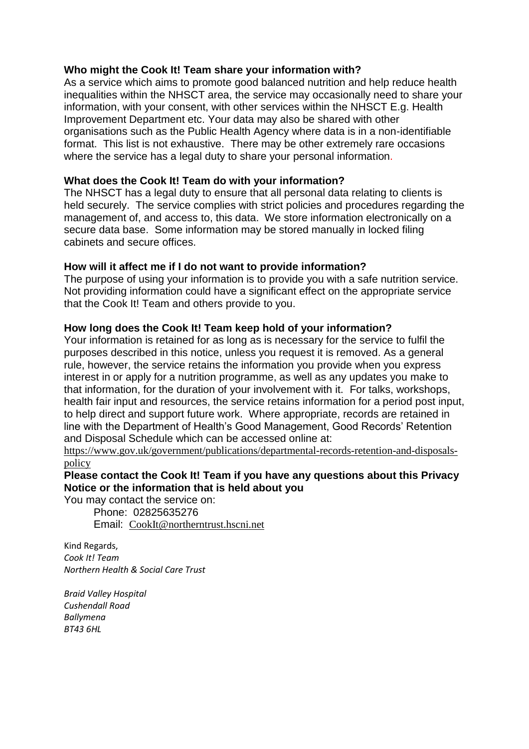**Who might the Cook It! Team share your information with?**

As a service which aims to promote good balanced nutrition and help reduce health inequalities within the NHSCT area, the service may occasionally need to share your information, with your consent, with other services within the NHSCT E.g. Health Improvement Department etc. Your data may also be shared with other organisations such as the Public Health Agency where data is in a non-identifiable format. This list is not exhaustive. There may be other extremely rare occasions where the service has a legal duty to share your personal information.

**What does the Cook It! Team do with your information?**

The NHSCT has a legal duty to ensure that all personal data relating to clients is held securely. The service complies with strict policies and procedures regarding the management of, and access to, this data. We store information electronically on a secure data base. Some information may be stored manually in locked filing cabinets and secure offices.

**How will it affect me if I do not want to provide information?**

The purpose of using your information is to provide you with a safe nutrition service. Not providing information could have a significant effect on the appropriate service that the Cook It! Team and others provide to you.

**How long does the Cook It! Team keep hold of your information?**

Your information is retained for as long as is necessary for the service to fulfil the purposes described in this notice, unless you request it is removed. As a general rule, however, the service retains the information you provide when you express interest in or apply for a nutrition programme, as well as any updates you make to that information, for the duration of your involvement with it. For talks, workshops, health fair input and resources, the service retains information for a period post input, to help direct and support future work. Where appropriate, records are retained in line with the Department of Health's Good Management, Good Records' Retention and Disposal Schedule which can be accessed online at:
https://www.gov.uk/government/publications/departmental-records-retention-and-disposals-policy

**Please contact the Cook It! Team if you have any questions about this Privacy Notice or the information that is held about you**

You may contact the service on:

Phone: 02825635276
Email: CookIt@northerntrust.hscni.net

Kind Regards,
*Cook It! Team*
*Northern Health & Social Care Trust*

*Braid Valley Hospital*
*Cushendall Road*
*Ballymena*
*BT43 6HL*